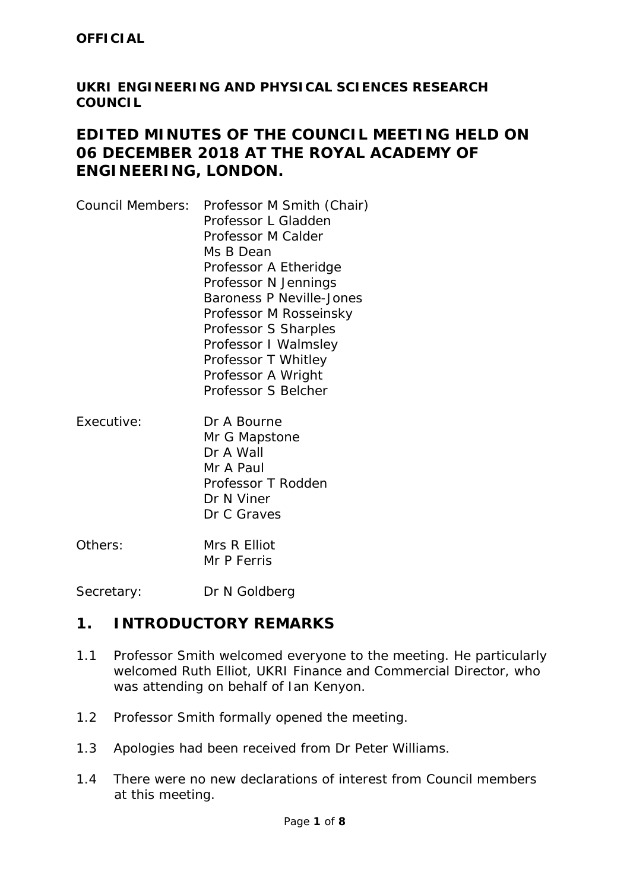**OFFICIAL**

**UKRI ENGINEERING AND PHYSICAL SCIENCES RESEARCH COUNCIL**

# EDITED MINUTES OF THE COUNCIL MEETING HELD ON 06 DECEMBER 2018 AT THE ROYAL ACADEMY OF ENGINEERING, LONDON.

| | |
|---|---|
| Council Members: | Professor M Smith (Chair) |
| | Professor L Gladden |
| | Professor M Calder |
| | Ms B Dean |
| | Professor A Etheridge |
| | Professor N Jennings |
| | Baroness P Neville-Jones |
| | Professor M Rosseinsky |
| | Professor S Sharples |
| | Professor I Walmsley |
| | Professor T Whitley |
| | Professor A Wright |
| | Professor S Belcher |
| Executive: | Dr A Bourne |
| | Mr G Mapstone |
| | Dr A Wall |
| | Mr A Paul |
| | Professor T Rodden |
| | Dr N Viner |
| | Dr C Graves |
| Others: | Mrs R Elliot |
| | Mr P Ferris |
| Secretary: | Dr N Goldberg |

## 1. INTRODUCTORY REMARKS

1.1 Professor Smith welcomed everyone to the meeting. He particularly welcomed Ruth Elliot, UKRI Finance and Commercial Director, who was attending on behalf of Ian Kenyon.

1.2 Professor Smith formally opened the meeting.

1.3 Apologies had been received from Dr Peter Williams.

1.4 There were no new declarations of interest from Council members at this meeting.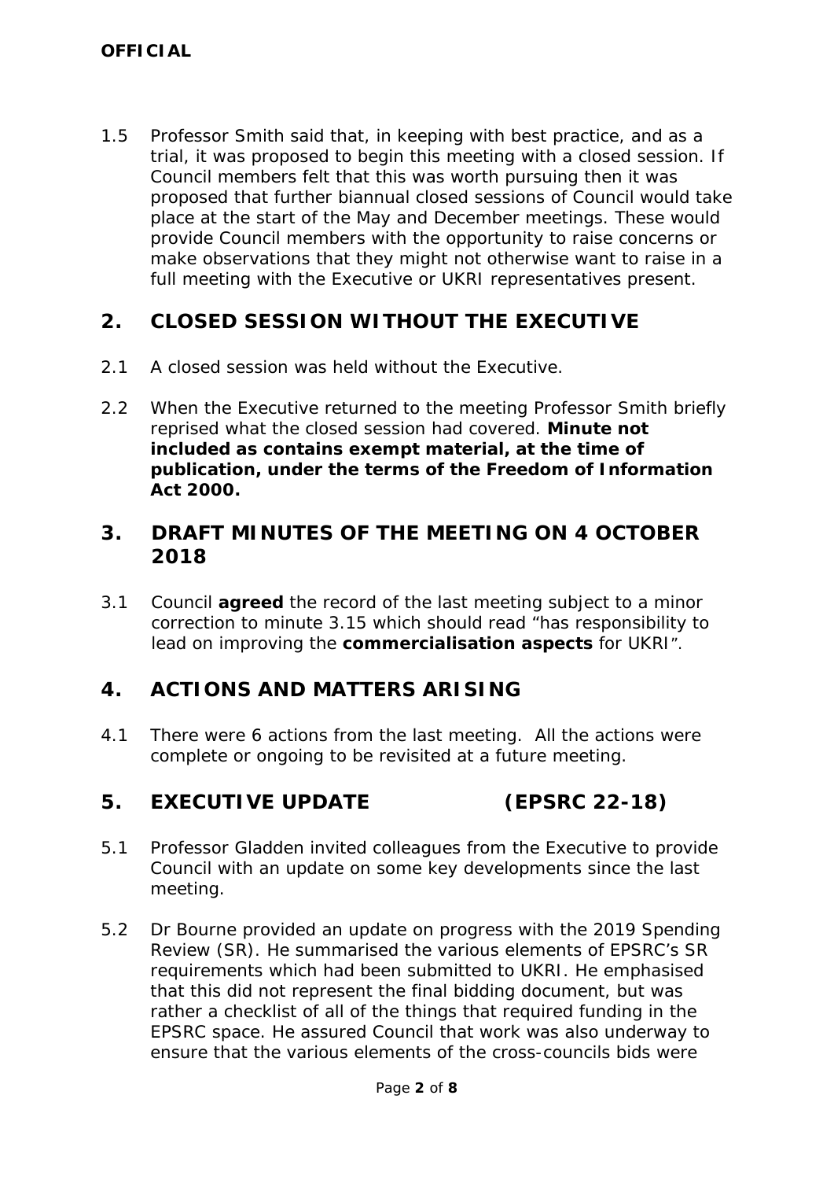1.5 Professor Smith said that, in keeping with best practice, and as a trial, it was proposed to begin this meeting with a closed session. If Council members felt that this was worth pursuing then it was proposed that further biannual closed sessions of Council would take place at the start of the May and December meetings. These would provide Council members with the opportunity to raise concerns or make observations that they might not otherwise want to raise in a full meeting with the Executive or UKRI representatives present.

## 2. CLOSED SESSION WITHOUT THE EXECUTIVE

2.1 A closed session was held without the Executive.

2.2 When the Executive returned to the meeting Professor Smith briefly reprised what the closed session had covered. **Minute not included as contains exempt material, at the time of publication, under the terms of the Freedom of Information Act 2000.**

## 3. DRAFT MINUTES OF THE MEETING ON 4 OCTOBER 2018

3.1 Council **agreed** the record of the last meeting subject to a minor correction to minute 3.15 which should read "has responsibility to lead on improving the **commercialisation aspects** for UKRI".

## 4. ACTIONS AND MATTERS ARISING

4.1 There were 6 actions from the last meeting. All the actions were complete or ongoing to be revisited at a future meeting.

## 5. EXECUTIVE UPDATE (EPSRC 22-18)

5.1 Professor Gladden invited colleagues from the Executive to provide Council with an update on some key developments since the last meeting.

5.2 Dr Bourne provided an update on progress with the 2019 Spending Review (SR). He summarised the various elements of EPSRC's SR requirements which had been submitted to UKRI. He emphasised that this did not represent the final bidding document, but was rather a checklist of all of the things that required funding in the EPSRC space. He assured Council that work was also underway to ensure that the various elements of the cross-councils bids were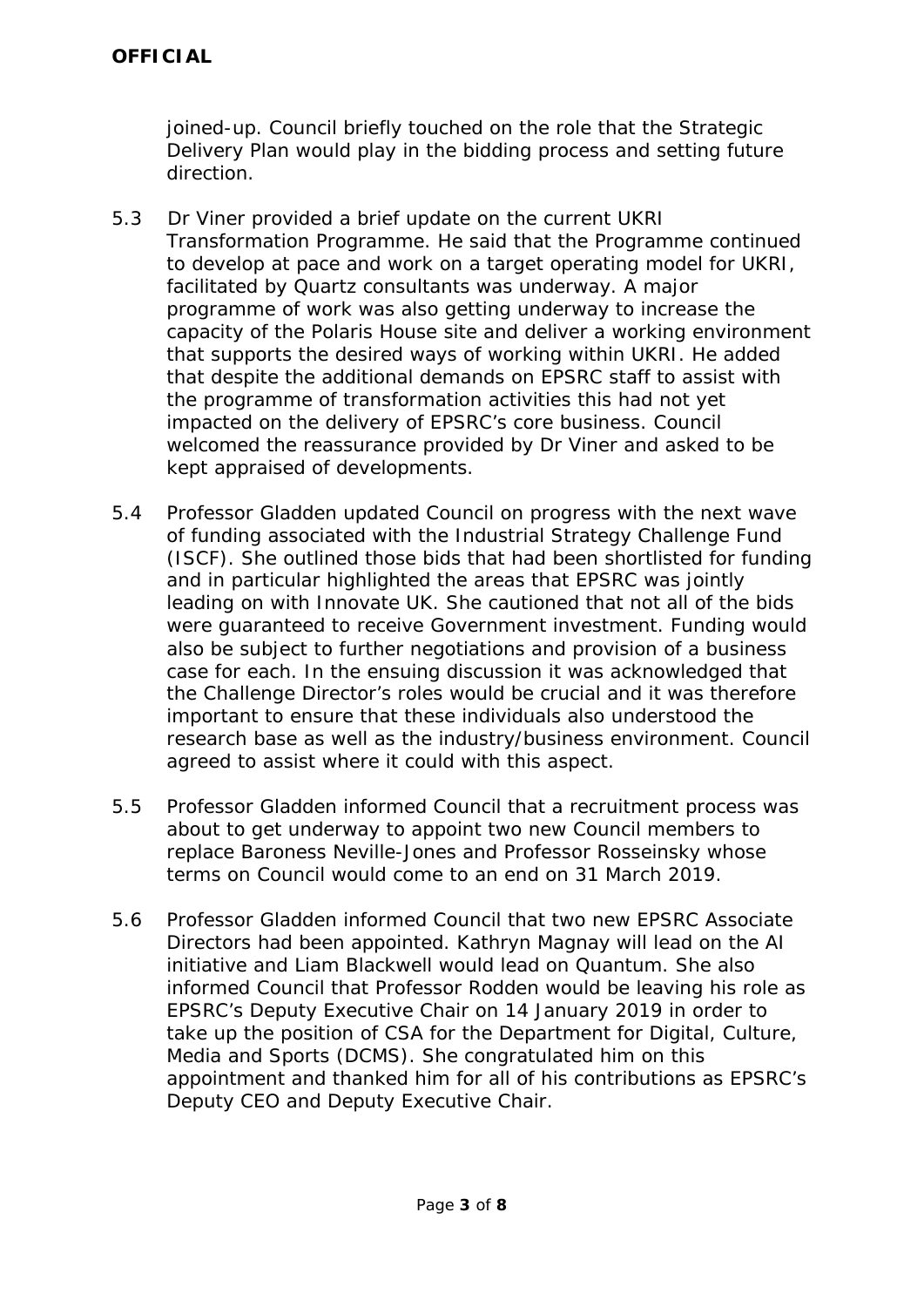joined-up. Council briefly touched on the role that the Strategic Delivery Plan would play in the bidding process and setting future direction.

5.3 Dr Viner provided a brief update on the current UKRI Transformation Programme. He said that the Programme continued to develop at pace and work on a target operating model for UKRI, facilitated by Quartz consultants was underway. A major programme of work was also getting underway to increase the capacity of the Polaris House site and deliver a working environment that supports the desired ways of working within UKRI. He added that despite the additional demands on EPSRC staff to assist with the programme of transformation activities this had not yet impacted on the delivery of EPSRC's core business. Council welcomed the reassurance provided by Dr Viner and asked to be kept appraised of developments.

5.4 Professor Gladden updated Council on progress with the next wave of funding associated with the Industrial Strategy Challenge Fund (ISCF). She outlined those bids that had been shortlisted for funding and in particular highlighted the areas that EPSRC was jointly leading on with Innovate UK. She cautioned that not all of the bids were guaranteed to receive Government investment. Funding would also be subject to further negotiations and provision of a business case for each. In the ensuing discussion it was acknowledged that the Challenge Director's roles would be crucial and it was therefore important to ensure that these individuals also understood the research base as well as the industry/business environment. Council agreed to assist where it could with this aspect.

5.5 Professor Gladden informed Council that a recruitment process was about to get underway to appoint two new Council members to replace Baroness Neville-Jones and Professor Rosseinsky whose terms on Council would come to an end on 31 March 2019.

5.6 Professor Gladden informed Council that two new EPSRC Associate Directors had been appointed. Kathryn Magnay will lead on the AI initiative and Liam Blackwell would lead on Quantum. She also informed Council that Professor Rodden would be leaving his role as EPSRC's Deputy Executive Chair on 14 January 2019 in order to take up the position of CSA for the Department for Digital, Culture, Media and Sports (DCMS). She congratulated him on this appointment and thanked him for all of his contributions as EPSRC's Deputy CEO and Deputy Executive Chair.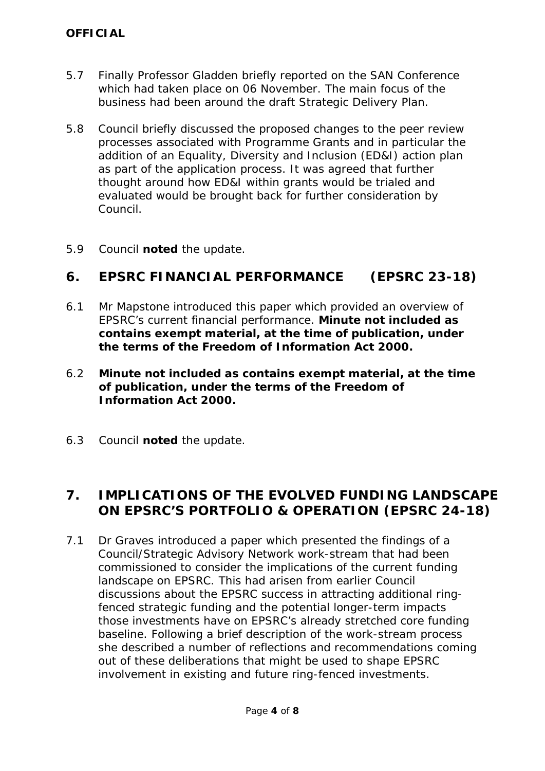5.7 Finally Professor Gladden briefly reported on the SAN Conference which had taken place on 06 November. The main focus of the business had been around the draft Strategic Delivery Plan.

5.8 Council briefly discussed the proposed changes to the peer review processes associated with Programme Grants and in particular the addition of an Equality, Diversity and Inclusion (ED&I) action plan as part of the application process. It was agreed that further thought around how ED&I within grants would be trialed and evaluated would be brought back for further consideration by Council.

5.9 Council **noted** the update.

## 6. EPSRC FINANCIAL PERFORMANCE (EPSRC 23-18)

6.1 Mr Mapstone introduced this paper which provided an overview of EPSRC's current financial performance. **Minute not included as contains exempt material, at the time of publication, under the terms of the Freedom of Information Act 2000.**

6.2 **Minute not included as contains exempt material, at the time of publication, under the terms of the Freedom of Information Act 2000.**

6.3 Council **noted** the update.

## 7. IMPLICATIONS OF THE EVOLVED FUNDING LANDSCAPE ON EPSRC'S PORTFOLIO & OPERATION (EPSRC 24-18)

7.1 Dr Graves introduced a paper which presented the findings of a Council/Strategic Advisory Network work-stream that had been commissioned to consider the implications of the current funding landscape on EPSRC. This had arisen from earlier Council discussions about the EPSRC success in attracting additional ring-fenced strategic funding and the potential longer-term impacts those investments have on EPSRC's already stretched core funding baseline. Following a brief description of the work-stream process she described a number of reflections and recommendations coming out of these deliberations that might be used to shape EPSRC involvement in existing and future ring-fenced investments.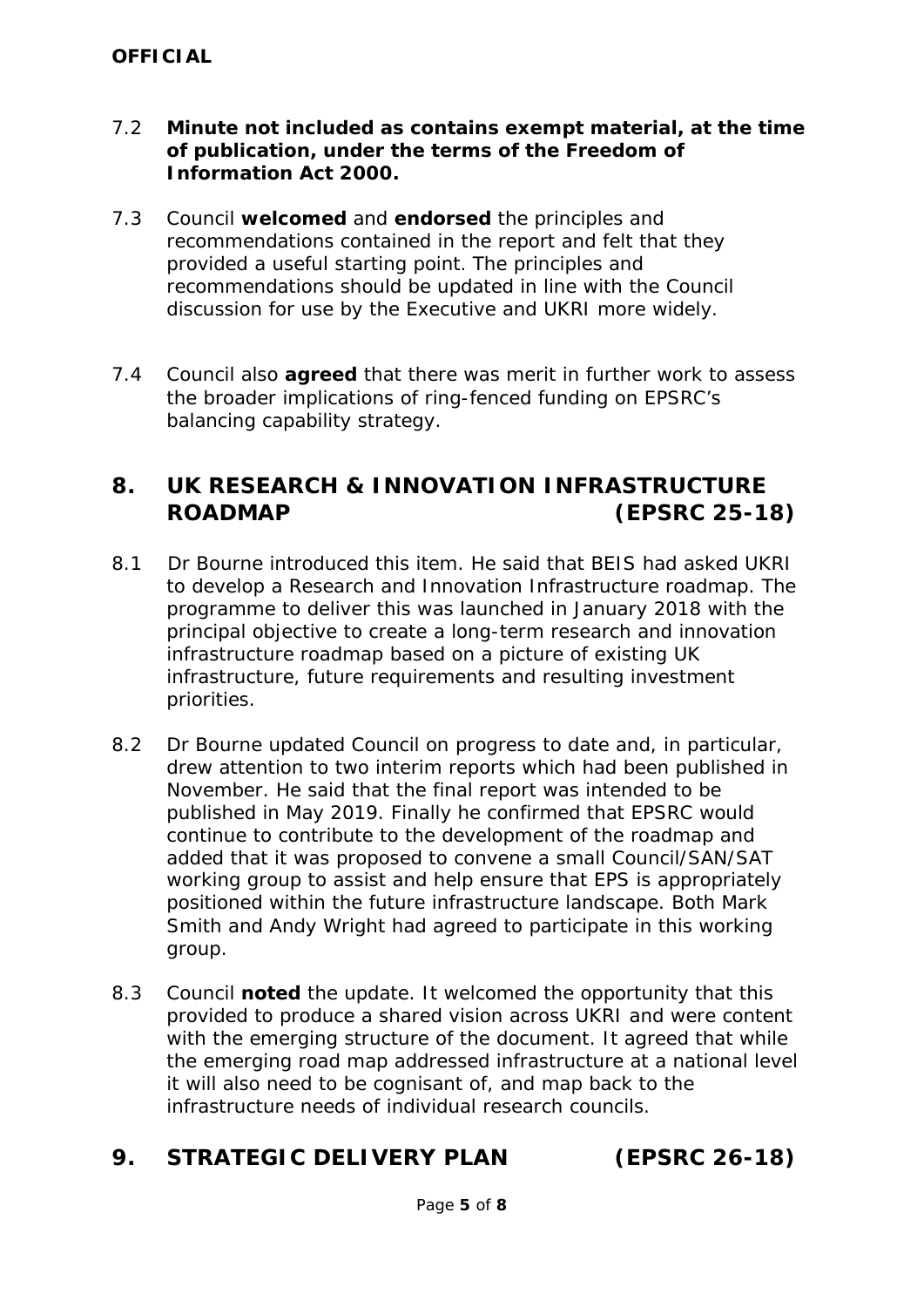7.2 **Minute not included as contains exempt material, at the time of publication, under the terms of the Freedom of Information Act 2000.**

7.3 Council **welcomed** and **endorsed** the principles and recommendations contained in the report and felt that they provided a useful starting point. The principles and recommendations should be updated in line with the Council discussion for use by the Executive and UKRI more widely.

7.4 Council also **agreed** that there was merit in further work to assess the broader implications of ring-fenced funding on EPSRC's balancing capability strategy.

## 8. UK RESEARCH & INNOVATION INFRASTRUCTURE ROADMAP (EPSRC 25-18)

8.1 Dr Bourne introduced this item. He said that BEIS had asked UKRI to develop a Research and Innovation Infrastructure roadmap. The programme to deliver this was launched in January 2018 with the principal objective to create a long-term research and innovation infrastructure roadmap based on a picture of existing UK infrastructure, future requirements and resulting investment priorities.

8.2 Dr Bourne updated Council on progress to date and, in particular, drew attention to two interim reports which had been published in November. He said that the final report was intended to be published in May 2019. Finally he confirmed that EPSRC would continue to contribute to the development of the roadmap and added that it was proposed to convene a small Council/SAN/SAT working group to assist and help ensure that EPS is appropriately positioned within the future infrastructure landscape. Both Mark Smith and Andy Wright had agreed to participate in this working group.

8.3 Council **noted** the update. It welcomed the opportunity that this provided to produce a shared vision across UKRI and were content with the emerging structure of the document. It agreed that while the emerging road map addressed infrastructure at a national level it will also need to be cognisant of, and map back to the infrastructure needs of individual research councils.

## 9. STRATEGIC DELIVERY PLAN (EPSRC 26-18)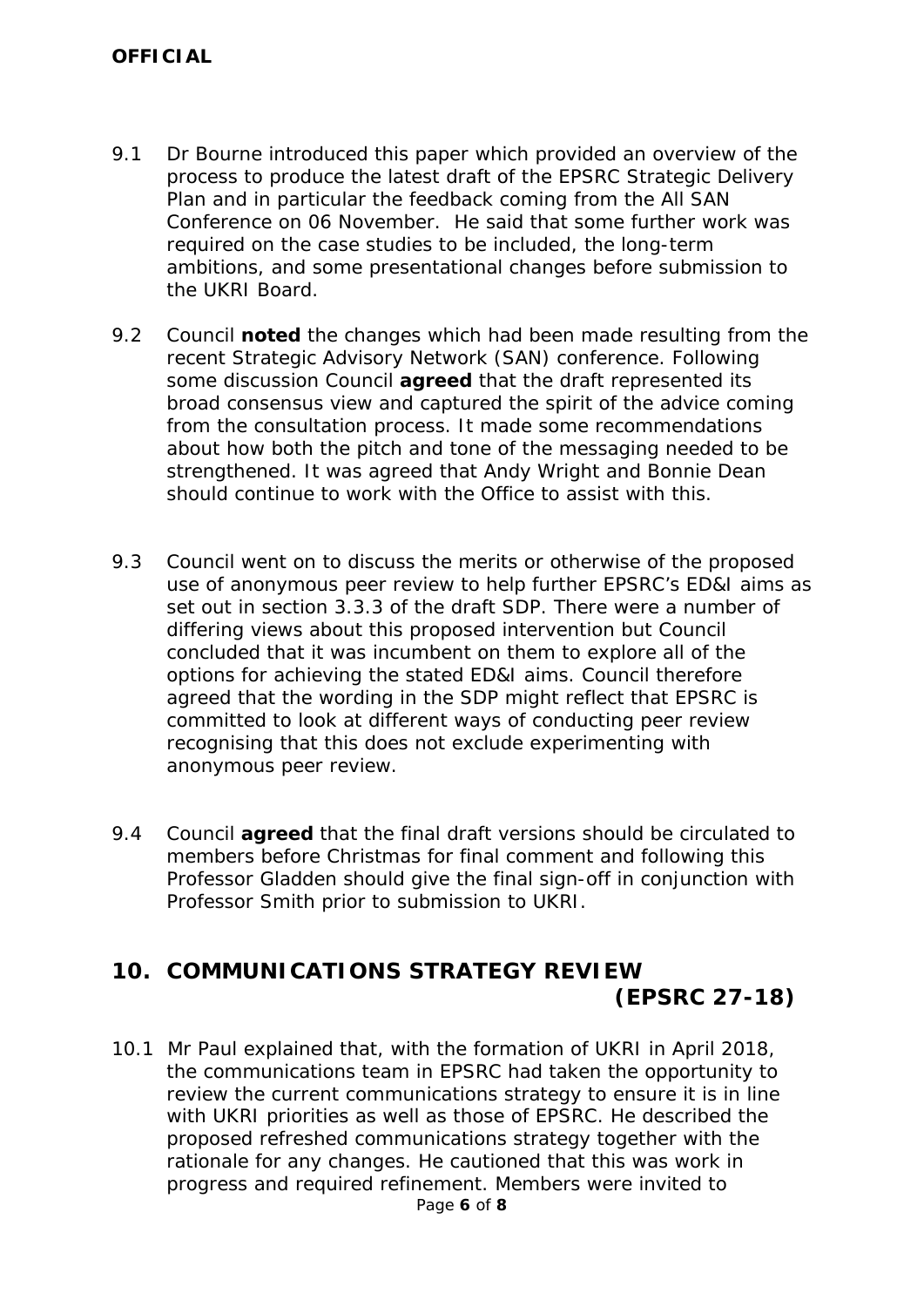9.1 Dr Bourne introduced this paper which provided an overview of the process to produce the latest draft of the EPSRC Strategic Delivery Plan and in particular the feedback coming from the All SAN Conference on 06 November. He said that some further work was required on the case studies to be included, the long-term ambitions, and some presentational changes before submission to the UKRI Board.

9.2 Council **noted** the changes which had been made resulting from the recent Strategic Advisory Network (SAN) conference. Following some discussion Council **agreed** that the draft represented its broad consensus view and captured the spirit of the advice coming from the consultation process. It made some recommendations about how both the pitch and tone of the messaging needed to be strengthened. It was agreed that Andy Wright and Bonnie Dean should continue to work with the Office to assist with this.

9.3 Council went on to discuss the merits or otherwise of the proposed use of anonymous peer review to help further EPSRC's ED&I aims as set out in section 3.3.3 of the draft SDP. There were a number of differing views about this proposed intervention but Council concluded that it was incumbent on them to explore all of the options for achieving the stated ED&I aims. Council therefore agreed that the wording in the SDP might reflect that EPSRC is committed to look at different ways of conducting peer review recognising that this does not exclude experimenting with anonymous peer review.

9.4 Council **agreed** that the final draft versions should be circulated to members before Christmas for final comment and following this Professor Gladden should give the final sign-off in conjunction with Professor Smith prior to submission to UKRI.

## 10. COMMUNICATIONS STRATEGY REVIEW (EPSRC 27-18)

10.1 Mr Paul explained that, with the formation of UKRI in April 2018, the communications team in EPSRC had taken the opportunity to review the current communications strategy to ensure it is in line with UKRI priorities as well as those of EPSRC. He described the proposed refreshed communications strategy together with the rationale for any changes. He cautioned that this was work in progress and required refinement. Members were invited to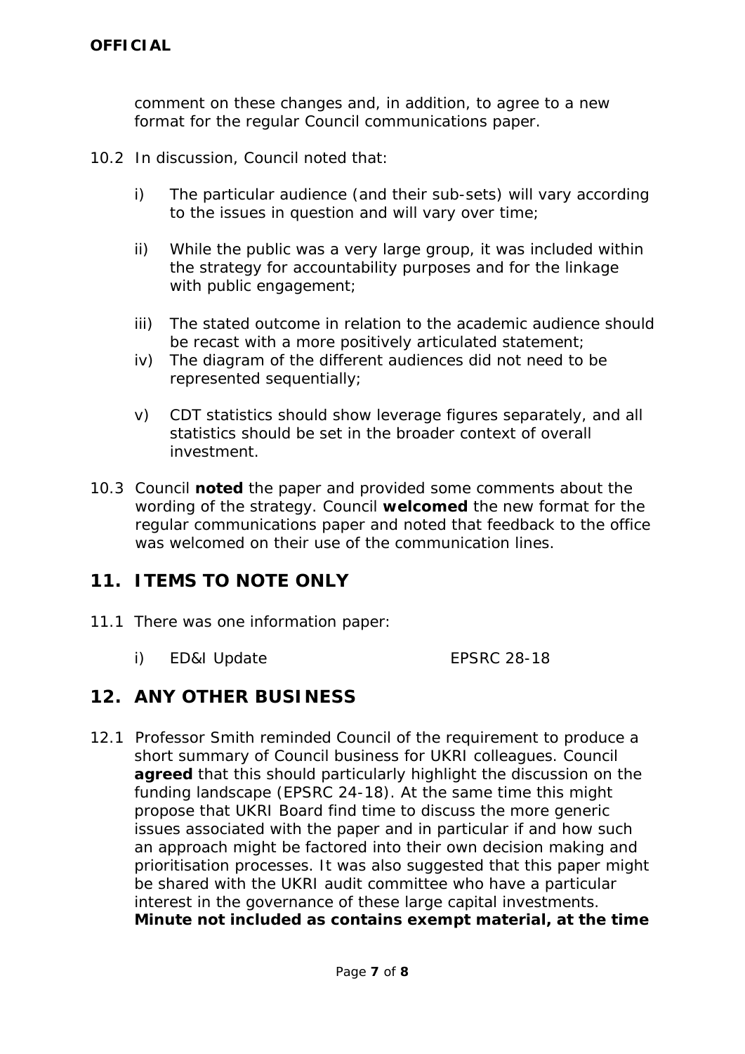comment on these changes and, in addition, to agree to a new format for the regular Council communications paper.

10.2 In discussion, Council noted that:

i) The particular audience (and their sub-sets) will vary according to the issues in question and will vary over time;

ii) While the public was a very large group, it was included within the strategy for accountability purposes and for the linkage with public engagement;

iii) The stated outcome in relation to the academic audience should be recast with a more positively articulated statement;

iv) The diagram of the different audiences did not need to be represented sequentially;

v) CDT statistics should show leverage figures separately, and all statistics should be set in the broader context of overall investment.

10.3 Council **noted** the paper and provided some comments about the wording of the strategy. Council **welcomed** the new format for the regular communications paper and noted that feedback to the office was welcomed on their use of the communication lines.

## 11. ITEMS TO NOTE ONLY

11.1 There was one information paper:

i) ED&I Update EPSRC 28-18

## 12. ANY OTHER BUSINESS

12.1 Professor Smith reminded Council of the requirement to produce a short summary of Council business for UKRI colleagues. Council **agreed** that this should particularly highlight the discussion on the funding landscape (EPSRC 24-18). At the same time this might propose that UKRI Board find time to discuss the more generic issues associated with the paper and in particular if and how such an approach might be factored into their own decision making and prioritisation processes. It was also suggested that this paper might be shared with the UKRI audit committee who have a particular interest in the governance of these large capital investments. **Minute not included as contains exempt material, at the time**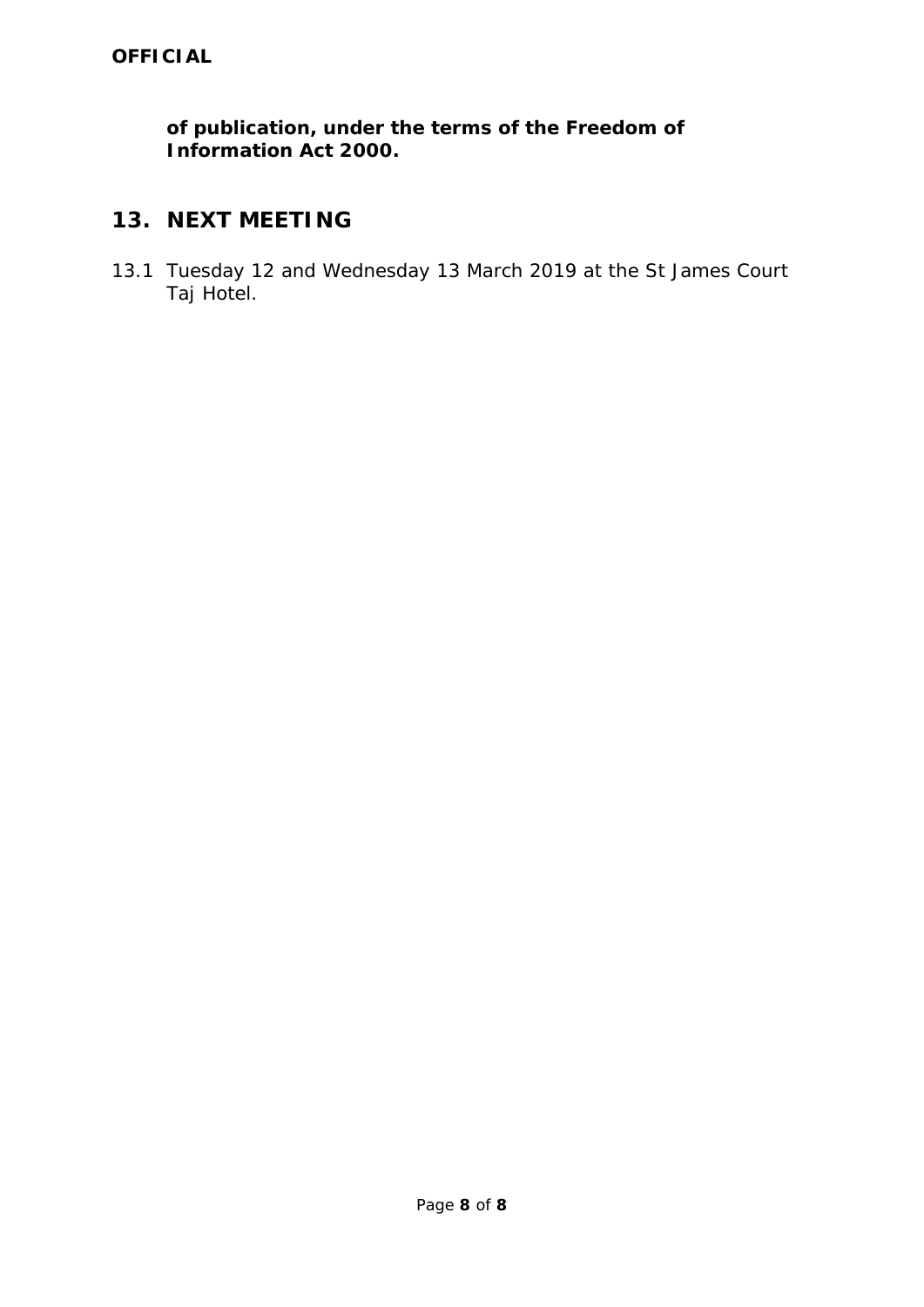**of publication, under the terms of the Freedom of Information Act 2000.**

## 13. NEXT MEETING

13.1 Tuesday 12 and Wednesday 13 March 2019 at the St James Court Taj Hotel.